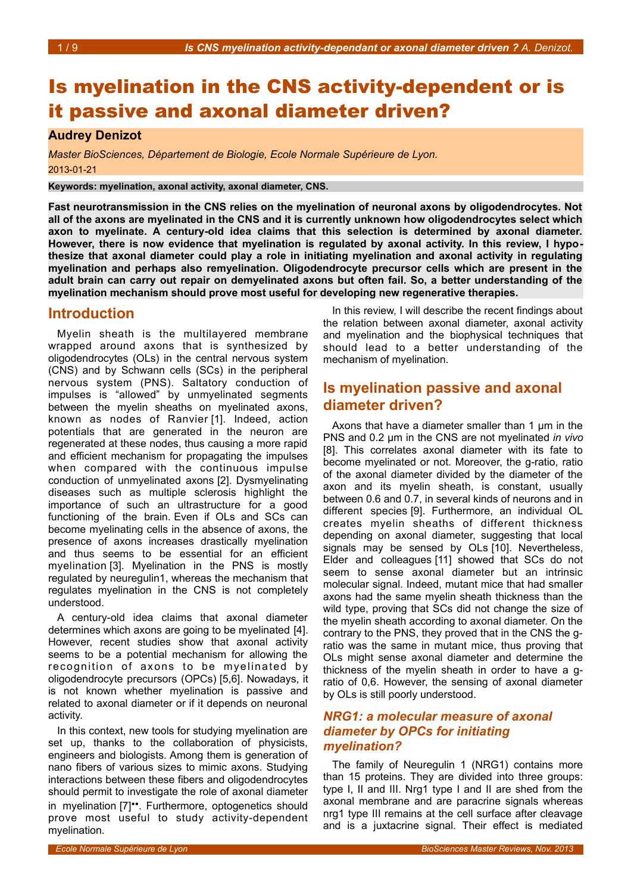# Is myelination in the CNS activity-dependent or is it passive and axonal diameter driven?

**Audrey Denizot**

*Master BioSciences, Département de Biologie, Ecole Normale Supérieure de Lyon.*

2013-01-21

**Keywords: myelination, axonal activity, axonal diameter, CNS.**

**Fast neurotransmission in the CNS relies on the myelination of neuronal axons by oligodendrocytes. Not all of the axons are myelinated in the CNS and it is currently unknown how oligodendrocytes select which axon to myelinate. A century-old idea claims that this selection is determined by axonal diameter. However, there is now evidence that myelination is regulated by axonal activity. In this review, I hypothesize that axonal diameter could play a role in initiating myelination and axonal activity in regulating myelination and perhaps also remyelination. Oligodendrocyte precursor cells which are present in the adult brain can carry out repair on demyelinated axons but often fail. So, a better understanding of the myelination mechanism should prove most useful for developing new regenerative therapies.**

## Introduction

Myelin sheath is the multilayered membrane wrapped around axons that is synthesized by oligodendrocytes (OLs) in the central nervous system (CNS) and by Schwann cells (SCs) in the peripheral nervous system (PNS). Saltatory conduction of impulses is "allowed" by unmyelinated segments between the myelin sheaths on myelinated axons, known as nodes of Ranvier [1]. Indeed, action potentials that are generated in the neuron are regenerated at these nodes, thus causing a more rapid and efficient mechanism for propagating the impulses when compared with the continuous impulse conduction of unmyelinated axons [2]. Dysmyelinating diseases such as multiple sclerosis highlight the importance of such an ultrastructure for a good functioning of the brain. Even if OLs and SCs can become myelinating cells in the absence of axons, the presence of axons increases drastically myelination and thus seems to be essential for an efficient myelination [3]. Myelination in the PNS is mostly regulated by neuregulin1, whereas the mechanism that regulates myelination in the CNS is not completely understood.

A century-old idea claims that axonal diameter determines which axons are going to be myelinated [4]. However, recent studies show that axonal activity seems to be a potential mechanism for allowing the recognition of axons to be myelinated by oligodendrocyte precursors (OPCs) [5,6]. Nowadays, it is not known whether myelination is passive and related to axonal diameter or if it depends on neuronal activity.

In this context, new tools for studying myelination are set up, thanks to the collaboration of physicists, engineers and biologists. Among them is generation of nano fibers of various sizes to mimic axons. Studying interactions between these fibers and oligodendrocytes should permit to investigate the role of axonal diameter in myelination [7]••. Furthermore, optogenetics should prove most useful to study activity-dependent myelination.

In this review, I will describe the recent findings about the relation between axonal diameter, axonal activity and myelination and the biophysical techniques that should lead to a better understanding of the mechanism of myelination.

## Is myelination passive and axonal diameter driven?

Axons that have a diameter smaller than 1 µm in the PNS and 0.2 µm in the CNS are not myelinated *in vivo* [8]. This correlates axonal diameter with its fate to become myelinated or not. Moreover, the g-ratio, ratio of the axonal diameter divided by the diameter of the axon and its myelin sheath, is constant, usually between 0.6 and 0.7, in several kinds of neurons and in different species [9]. Furthermore, an individual OL creates myelin sheaths of different thickness depending on axonal diameter, suggesting that local signals may be sensed by OLs [10]. Nevertheless, Elder and colleagues [11] showed that SCs do not seem to sense axonal diameter but an intrinsic molecular signal. Indeed, mutant mice that had smaller axons had the same myelin sheath thickness than the wild type, proving that SCs did not change the size of the myelin sheath according to axonal diameter. On the contrary to the PNS, they proved that in the CNS the g-ratio was the same in mutant mice, thus proving that OLs might sense axonal diameter and determine the thickness of the myelin sheath in order to have a g-ratio of 0,6. However, the sensing of axonal diameter by OLs is still poorly understood.

### *NRG1: a molecular measure of axonal diameter by OPCs for initiating myelination?*

The family of Neuregulin 1 (NRG1) contains more than 15 proteins. They are divided into three groups: type I, II and III. Nrg1 type I and II are shed from the axonal membrane and are paracrine signals whereas nrg1 type III remains at the cell surface after cleavage and is a juxtacrine signal. Their effect is mediated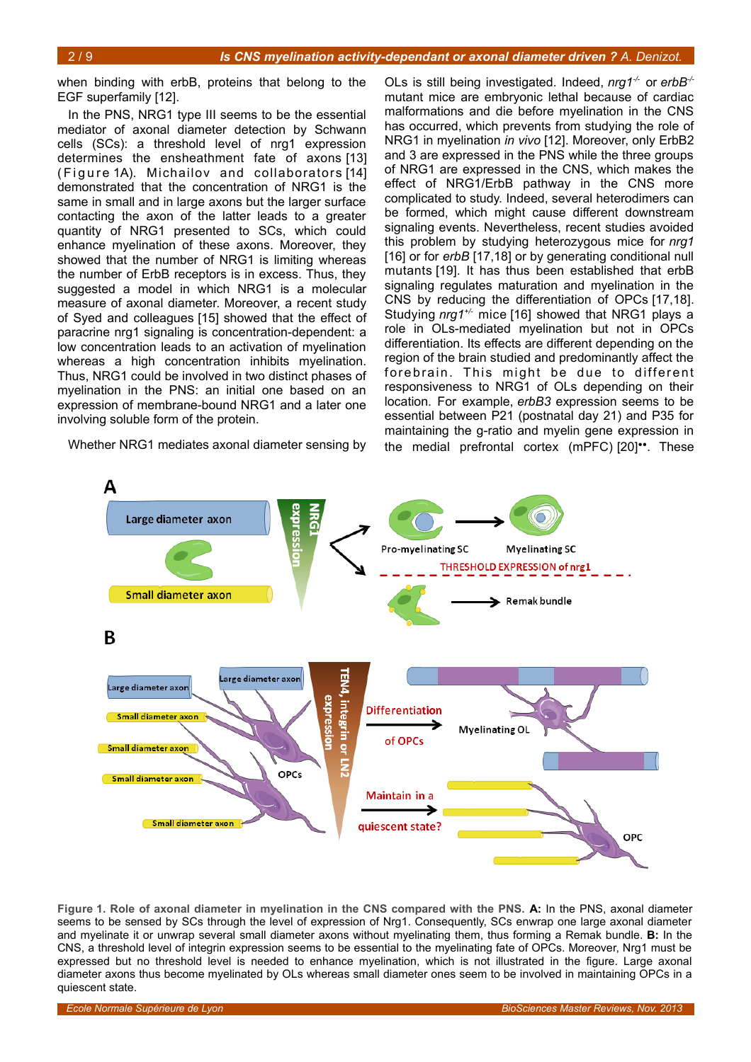when binding with erbB, proteins that belong to the EGF superfamily [12].

In the PNS, NRG1 type III seems to be the essential mediator of axonal diameter detection by Schwann cells (SCs): a threshold level of nrg1 expression determines the ensheathment fate of axons [13] (Figure 1A). Michailov and collaborators [14] demonstrated that the concentration of NRG1 is the same in small and in large axons but the larger surface contacting the axon of the latter leads to a greater quantity of NRG1 presented to SCs, which could enhance myelination of these axons. Moreover, they showed that the number of NRG1 is limiting whereas the number of ErbB receptors is in excess. Thus, they suggested a model in which NRG1 is a molecular measure of axonal diameter. Moreover, a recent study of Syed and colleagues [15] showed that the effect of paracrine nrg1 signaling is concentration-dependent: a low concentration leads to an activation of myelination whereas a high concentration inhibits myelination. Thus, NRG1 could be involved in two distinct phases of myelination in the PNS: an initial one based on an expression of membrane-bound NRG1 and a later one involving soluble form of the protein.

Whether NRG1 mediates axonal diameter sensing by OLs is still being investigated. Indeed, *nrg1*$^{-/-}$ or *erbB*$^{-/-}$ mutant mice are embryonic lethal because of cardiac malformations and die before myelination in the CNS has occurred, which prevents from studying the role of NRG1 in myelination *in vivo* [12]. Moreover, only ErbB2 and 3 are expressed in the PNS while the three groups of NRG1 are expressed in the CNS, which makes the effect of NRG1/ErbB pathway in the CNS more complicated to study. Indeed, several heterodimers can be formed, which might cause different downstream signaling events. Nevertheless, recent studies avoided this problem by studying heterozygous mice for *nrg1* [16] or for *erbB* [17,18] or by generating conditional null mutants [19]. It has thus been established that erbB signaling regulates maturation and myelination in the CNS by reducing the differentiation of OPCs [17,18]. Studying *nrg1*$^{+/-}$ mice [16] showed that NRG1 plays a role in OLs-mediated myelination but not in OPCs differentiation. Its effects are different depending on the region of the brain studied and predominantly affect the forebrain. This might be due to different responsiveness to NRG1 of OLs depending on their location. For example, *erbB3* expression seems to be essential between P21 (postnatal day 21) and P35 for maintaining the g-ratio and myelin gene expression in the medial prefrontal cortex (mPFC) [20]••. These

**Figure 1. Role of axonal diameter in myelination in the CNS compared with the PNS.** **A:** In the PNS, axonal diameter seems to be sensed by SCs through the level of expression of Nrg1. Consequently, SCs enwrap one large axonal diameter and myelinate it or unwrap several small diameter axons without myelinating them, thus forming a Remak bundle. **B:** In the CNS, a threshold level of integrin expression seems to be essential to the myelinating fate of OPCs. Moreover, Nrg1 must be expressed but no threshold level is needed to enhance myelination, which is not illustrated in the figure. Large axonal diameter axons thus become myelinated by OLs whereas small diameter ones seem to be involved in maintaining OPCs in a quiescent state.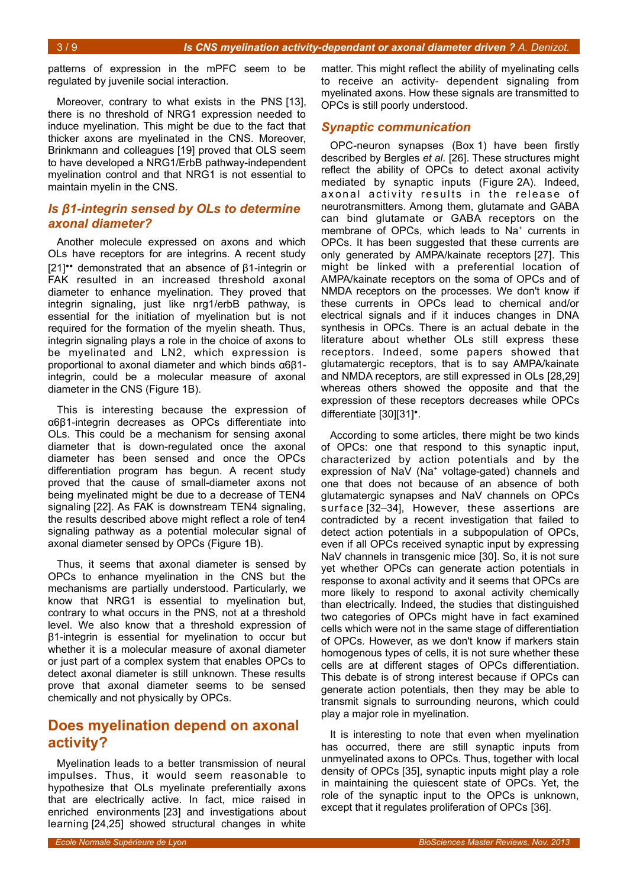patterns of expression in the mPFC seem to be regulated by juvenile social interaction.

Moreover, contrary to what exists in the PNS [13], there is no threshold of NRG1 expression needed to induce myelination. This might be due to the fact that thicker axons are myelinated in the CNS. Moreover, Brinkmann and colleagues [19] proved that OLS seem to have developed a NRG1/ErbB pathway-independent myelination control and that NRG1 is not essential to maintain myelin in the CNS.

### *Is β1-integrin sensed by OLs to determine axonal diameter?*

Another molecule expressed on axons and which OLs have receptors for are integrins. A recent study [21]•• demonstrated that an absence of β1-integrin or FAK resulted in an increased threshold axonal diameter to enhance myelination. They proved that integrin signaling, just like nrg1/erbB pathway, is essential for the initiation of myelination but is not required for the formation of the myelin sheath. Thus, integrin signaling plays a role in the choice of axons to be myelinated and LN2, which expression is proportional to axonal diameter and which binds α6β1-integrin, could be a molecular measure of axonal diameter in the CNS (Figure 1B).

This is interesting because the expression of α6β1-integrin decreases as OPCs differentiate into OLs. This could be a mechanism for sensing axonal diameter that is down-regulated once the axonal diameter has been sensed and once the OPCs differentiation program has begun. A recent study proved that the cause of small-diameter axons not being myelinated might be due to a decrease of TEN4 signaling [22]. As FAK is downstream TEN4 signaling, the results described above might reflect a role of ten4 signaling pathway as a potential molecular signal of axonal diameter sensed by OPCs (Figure 1B).

Thus, it seems that axonal diameter is sensed by OPCs to enhance myelination in the CNS but the mechanisms are partially understood. Particularly, we know that NRG1 is essential to myelination but, contrary to what occurs in the PNS, not at a threshold level. We also know that a threshold expression of β1-integrin is essential for myelination to occur but whether it is a molecular measure of axonal diameter or just part of a complex system that enables OPCs to detect axonal diameter is still unknown. These results prove that axonal diameter seems to be sensed chemically and not physically by OPCs.

## Does myelination depend on axonal activity?

Myelination leads to a better transmission of neural impulses. Thus, it would seem reasonable to hypothesize that OLs myelinate preferentially axons that are electrically active. In fact, mice raised in enriched environments [23] and investigations about learning [24,25] showed structural changes in white matter. This might reflect the ability of myelinating cells to receive an activity- dependent signaling from myelinated axons. How these signals are transmitted to OPCs is still poorly understood.

### *Synaptic communication*

OPC-neuron synapses (Box 1) have been firstly described by Bergles *et al.* [26]. These structures might reflect the ability of OPCs to detect axonal activity mediated by synaptic inputs (Figure 2A). Indeed, axonal activity results in the release of neurotransmitters. Among them, glutamate and GABA can bind glutamate or GABA receptors on the membrane of OPCs, which leads to $Na^+$ currents in OPCs. It has been suggested that these currents are only generated by AMPA/kainate receptors [27]. This might be linked with a preferential location of AMPA/kainate receptors on the soma of OPCs and of NMDA receptors on the processes. We don't know if these currents in OPCs lead to chemical and/or electrical signals and if it induces changes in DNA synthesis in OPCs. There is an actual debate in the literature about whether OLs still express these receptors. Indeed, some papers showed that glutamatergic receptors, that is to say AMPA/kainate and NMDA receptors, are still expressed in OLs [28,29] whereas others showed the opposite and that the expression of these receptors decreases while OPCs differentiate [30][31]•.

According to some articles, there might be two kinds of OPCs: one that respond to this synaptic input, characterized by action potentials and by the expression of NaV ($Na^+$ voltage-gated) channels and one that does not because of an absence of both glutamatergic synapses and NaV channels on OPCs surface [32–34], However, these assertions are contradicted by a recent investigation that failed to detect action potentials in a subpopulation of OPCs, even if all OPCs received synaptic input by expressing NaV channels in transgenic mice [30]. So, it is not sure yet whether OPCs can generate action potentials in response to axonal activity and it seems that OPCs are more likely to respond to axonal activity chemically than electrically. Indeed, the studies that distinguished two categories of OPCs might have in fact examined cells which were not in the same stage of differentiation of OPCs. However, as we don't know if markers stain homogenous types of cells, it is not sure whether these cells are at different stages of OPCs differentiation. This debate is of strong interest because if OPCs can generate action potentials, then they may be able to transmit signals to surrounding neurons, which could play a major role in myelination.

It is interesting to note that even when myelination has occurred, there are still synaptic inputs from unmyelinated axons to OPCs. Thus, together with local density of OPCs [35], synaptic inputs might play a role in maintaining the quiescent state of OPCs. Yet, the role of the synaptic input to the OPCs is unknown, except that it regulates proliferation of OPCs [36].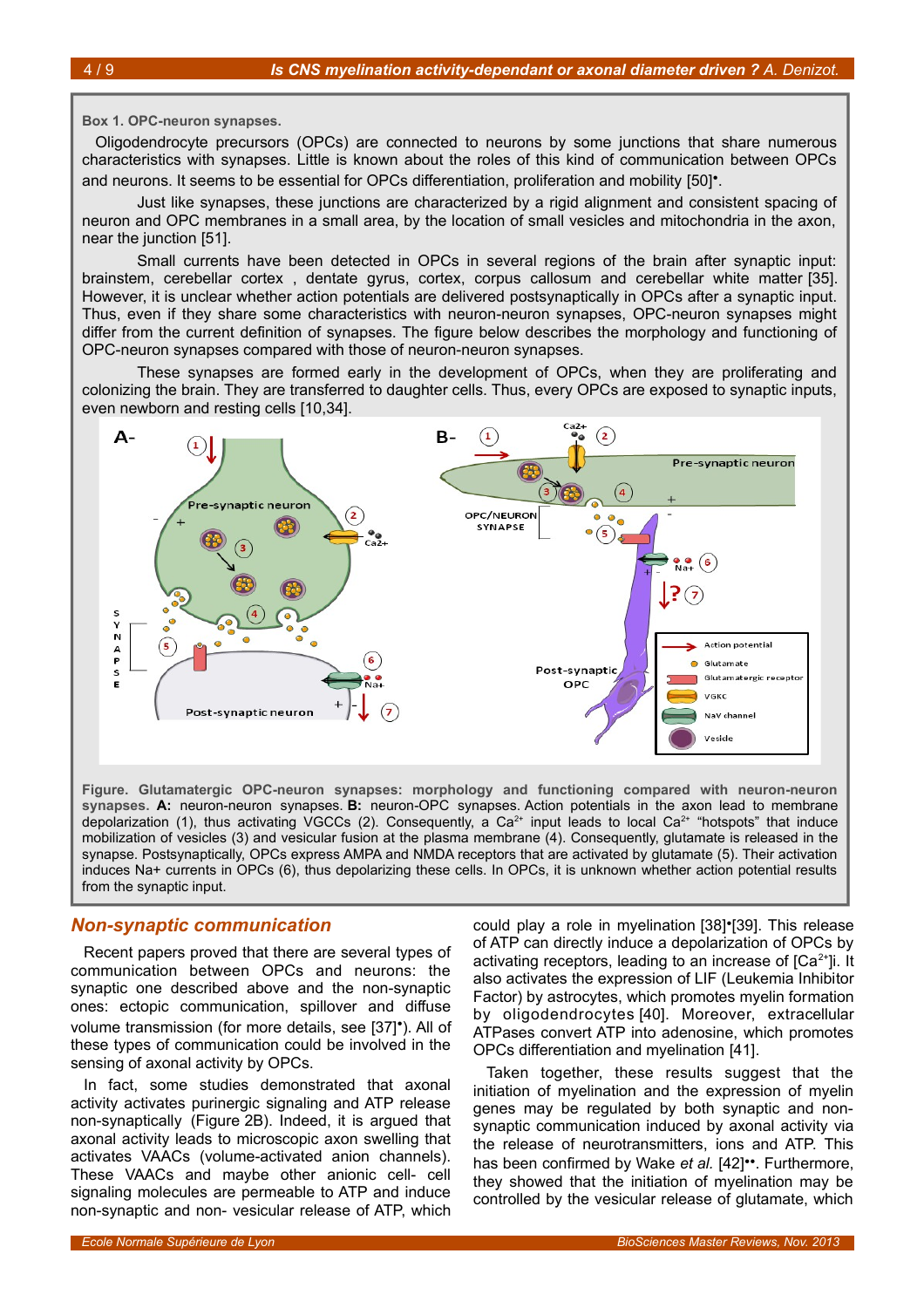**Box 1. OPC-neuron synapses.**

Oligodendrocyte precursors (OPCs) are connected to neurons by some junctions that share numerous characteristics with synapses. Little is known about the roles of this kind of communication between OPCs and neurons. It seems to be essential for OPCs differentiation, proliferation and mobility [50]•.

Just like synapses, these junctions are characterized by a rigid alignment and consistent spacing of neuron and OPC membranes in a small area, by the location of small vesicles and mitochondria in the axon, near the junction [51].

Small currents have been detected in OPCs in several regions of the brain after synaptic input: brainstem, cerebellar cortex , dentate gyrus, cortex, corpus callosum and cerebellar white matter [35]. However, it is unclear whether action potentials are delivered postsynaptically in OPCs after a synaptic input. Thus, even if they share some characteristics with neuron-neuron synapses, OPC-neuron synapses might differ from the current definition of synapses. The figure below describes the morphology and functioning of OPC-neuron synapses compared with those of neuron-neuron synapses.

These synapses are formed early in the development of OPCs, when they are proliferating and colonizing the brain. They are transferred to daughter cells. Thus, every OPCs are exposed to synaptic inputs, even newborn and resting cells [10,34].

**Figure. Glutamatergic OPC-neuron synapses: morphology and functioning compared with neuron-neuron synapses. A:** neuron-neuron synapses. **B:** neuron-OPC synapses. Action potentials in the axon lead to membrane depolarization (1), thus activating VGCCs (2). Consequently, a $Ca^{2+}$ input leads to local $Ca^{2+}$ "hotspots" that induce mobilization of vesicles (3) and vesicular fusion at the plasma membrane (4). Consequently, glutamate is released in the synapse. Postsynaptically, OPCs express AMPA and NMDA receptors that are activated by glutamate (5). Their activation induces Na+ currents in OPCs (6), thus depolarizing these cells. In OPCs, it is unknown whether action potential results from the synaptic input.

## *Non-synaptic communication*

Recent papers proved that there are several types of communication between OPCs and neurons: the synaptic one described above and the non-synaptic ones: ectopic communication, spillover and diffuse volume transmission (for more details, see [37]•). All of these types of communication could be involved in the sensing of axonal activity by OPCs.

In fact, some studies demonstrated that axonal activity activates purinergic signaling and ATP release non-synaptically (Figure 2B). Indeed, it is argued that axonal activity leads to microscopic axon swelling that activates VAACs (volume-activated anion channels). These VAACs and maybe other anionic cell- cell signaling molecules are permeable to ATP and induce non-synaptic and non- vesicular release of ATP, which could play a role in myelination [38]•[39]. This release of ATP can directly induce a depolarization of OPCs by activating receptors, leading to an increase of $[Ca^{2+}]_i$. It also activates the expression of LIF (Leukemia Inhibitor Factor) by astrocytes, which promotes myelin formation by oligodendrocytes [40]. Moreover, extracellular ATPases convert ATP into adenosine, which promotes OPCs differentiation and myelination [41].

Taken together, these results suggest that the initiation of myelination and the expression of myelin genes may be regulated by both synaptic and non-synaptic communication induced by axonal activity via the release of neurotransmitters, ions and ATP. This has been confirmed by Wake *et al.* [42]••. Furthermore, they showed that the initiation of myelination may be controlled by the vesicular release of glutamate, which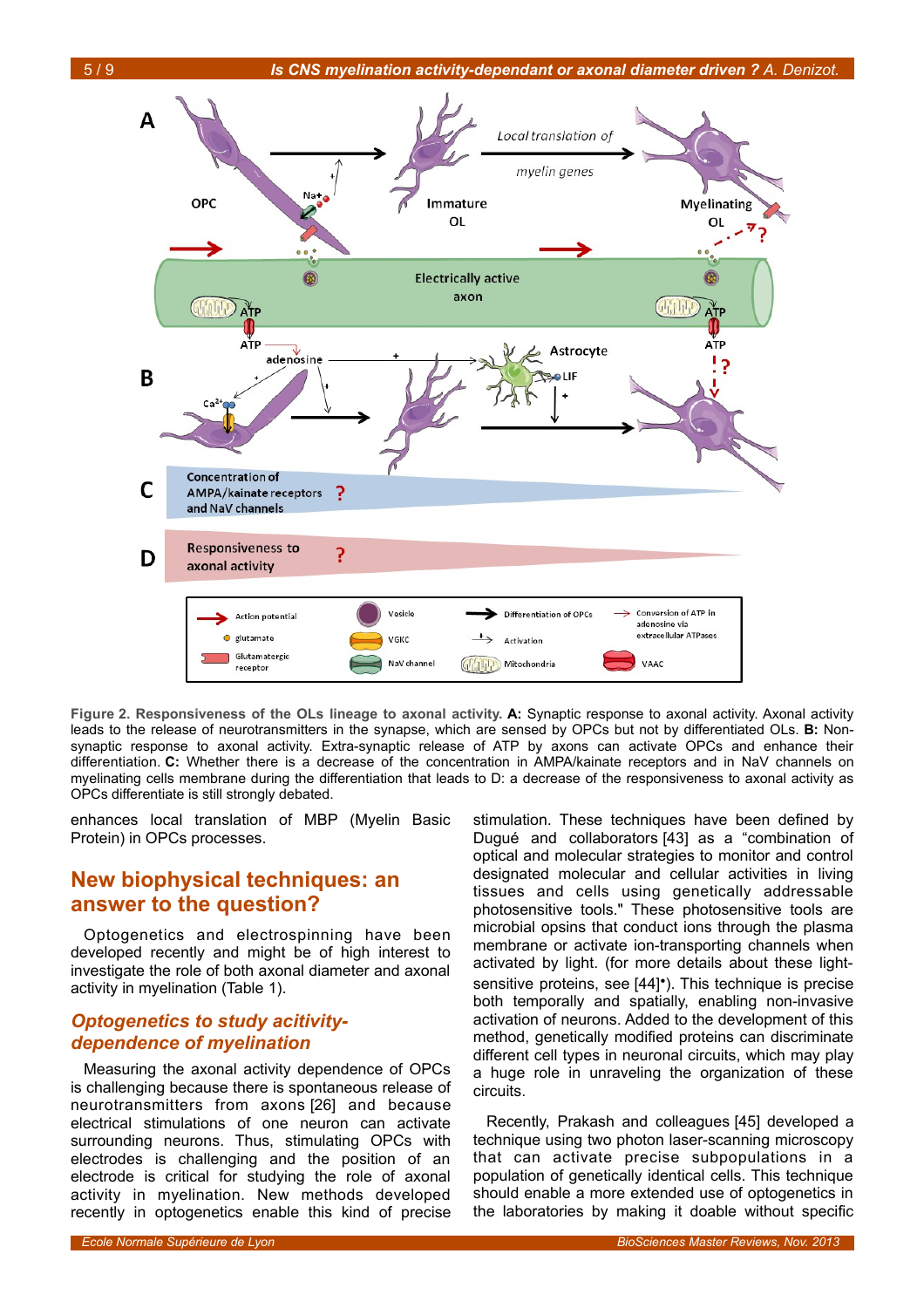**Figure 2. Responsiveness of the OLs lineage to axonal activity. A:** Synaptic response to axonal activity. Axonal activity leads to the release of neurotransmitters in the synapse, which are sensed by OPCs but not by differentiated OLs. **B:** Non-synaptic response to axonal activity. Extra-synaptic release of ATP by axons can activate OPCs and enhance their differentiation. **C:** Whether there is a decrease of the concentration in AMPA/kainate receptors and in NaV channels on myelinating cells membrane during the differentiation that leads to D: a decrease of the responsiveness to axonal activity as OPCs differentiate is still strongly debated.

enhances local translation of MBP (Myelin Basic Protein) in OPCs processes.

## New biophysical techniques: an answer to the question?

Optogenetics and electrospinning have been developed recently and might be of high interest to investigate the role of both axonal diameter and axonal activity in myelination (Table 1).

### *Optogenetics to study acitivity-dependence of myelination*

Measuring the axonal activity dependence of OPCs is challenging because there is spontaneous release of neurotransmitters from axons [26] and because electrical stimulations of one neuron can activate surrounding neurons. Thus, stimulating OPCs with electrodes is challenging and the position of an electrode is critical for studying the role of axonal activity in myelination. New methods developed recently in optogenetics enable this kind of precise stimulation. These techniques have been defined by Dugué and collaborators [43] as a "combination of optical and molecular strategies to monitor and control designated molecular and cellular activities in living tissues and cells using genetically addressable photosensitive tools." These photosensitive tools are microbial opsins that conduct ions through the plasma membrane or activate ion-transporting channels when activated by light. (for more details about these light-sensitive proteins, see [44]•). This technique is precise both temporally and spatially, enabling non-invasive activation of neurons. Added to the development of this method, genetically modified proteins can discriminate different cell types in neuronal circuits, which may play a huge role in unraveling the organization of these circuits.

Recently, Prakash and colleagues [45] developed a technique using two photon laser-scanning microscopy that can activate precise subpopulations in a population of genetically identical cells. This technique should enable a more extended use of optogenetics in the laboratories by making it doable without specific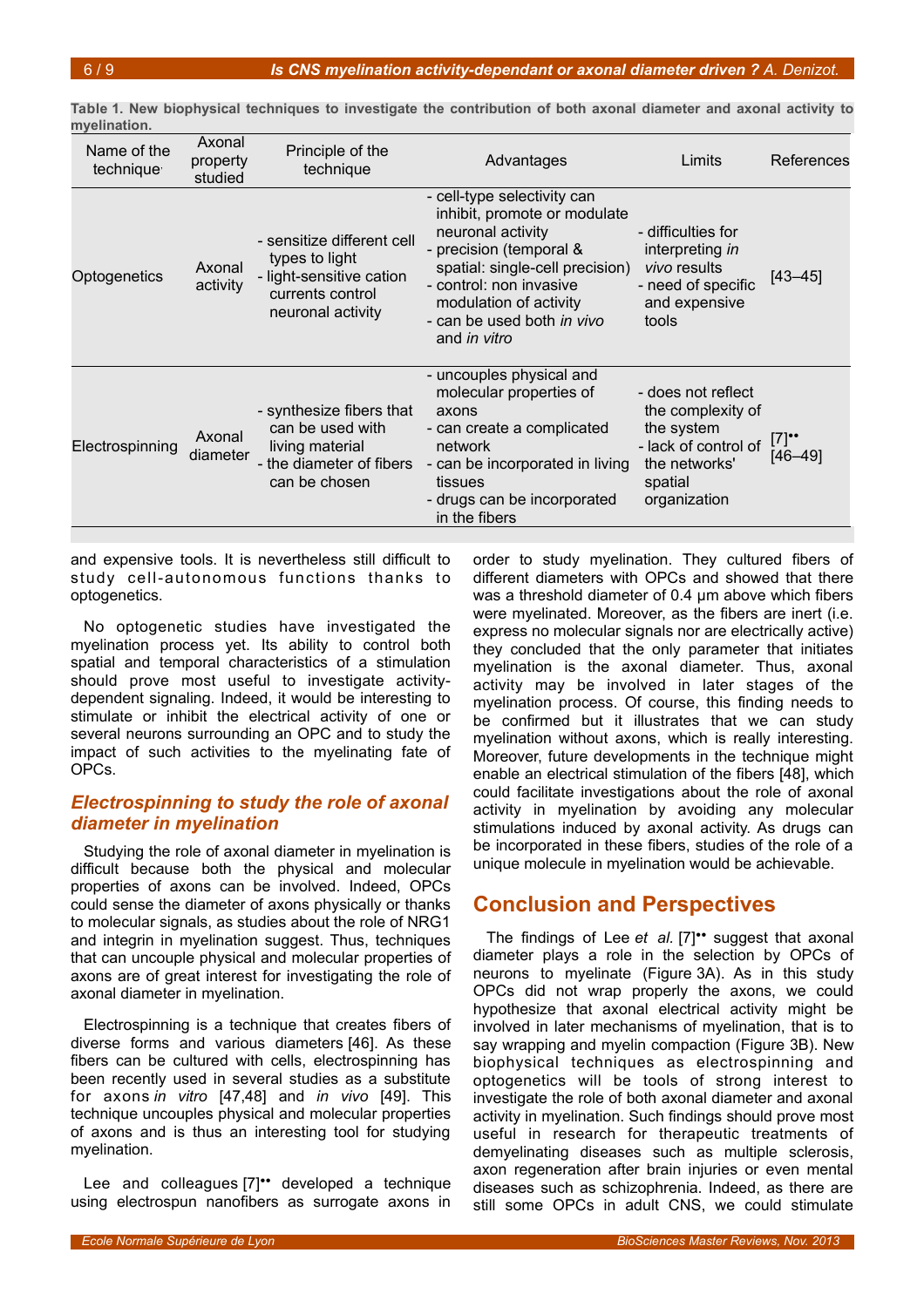**Table 1. New biophysical techniques to investigate the contribution of both axonal diameter and axonal activity to myelination.**

| Name of the technique | Axonal property studied | Principle of the technique | Advantages | Limits | References |
|---|---|---|---|---|---|
| Optogenetics | Axonal activity | - sensitize different cell types to light<br>- light-sensitive cation currents control neuronal activity | - cell-type selectivity can inhibit, promote or modulate neuronal activity<br>- precision (temporal & spatial: single-cell precision)<br>- control: non invasive modulation of activity<br>- can be used both *in vivo* and *in vitro* | - difficulties for interpreting *in vivo* results<br>- need of specific and expensive tools | [43–45] |
| Electrospinning | Axonal diameter | - synthesize fibers that can be used with living material<br>- the diameter of fibers can be chosen | - uncouples physical and molecular properties of axons<br>- can create a complicated network<br>- can be incorporated in living tissues<br>- drugs can be incorporated in the fibers | - does not reflect the complexity of the system<br>- lack of control of the networks' spatial organization | [7]•• [46–49] |

and expensive tools. It is nevertheless still difficult to study cell-autonomous functions thanks to optogenetics.

No optogenetic studies have investigated the myelination process yet. Its ability to control both spatial and temporal characteristics of a stimulation should prove most useful to investigate activity-dependent signaling. Indeed, it would be interesting to stimulate or inhibit the electrical activity of one or several neurons surrounding an OPC and to study the impact of such activities to the myelinating fate of OPCs.

### Electrospinning to study the role of axonal diameter in myelination

Studying the role of axonal diameter in myelination is difficult because both the physical and molecular properties of axons can be involved. Indeed, OPCs could sense the diameter of axons physically or thanks to molecular signals, as studies about the role of NRG1 and integrin in myelination suggest. Thus, techniques that can uncouple physical and molecular properties of axons are of great interest for investigating the role of axonal diameter in myelination.

Electrospinning is a technique that creates fibers of diverse forms and various diameters [46]. As these fibers can be cultured with cells, electrospinning has been recently used in several studies as a substitute for axons *in vitro* [47,48] and *in vivo* [49]. This technique uncouples physical and molecular properties of axons and is thus an interesting tool for studying myelination.

Lee and colleagues [7]•• developed a technique using electrospun nanofibers as surrogate axons in order to study myelination. They cultured fibers of different diameters with OPCs and showed that there was a threshold diameter of 0.4 µm above which fibers were myelinated. Moreover, as the fibers are inert (i.e. express no molecular signals nor are electrically active) they concluded that the only parameter that initiates myelination is the axonal diameter. Thus, axonal activity may be involved in later stages of the myelination process. Of course, this finding needs to be confirmed but it illustrates that we can study myelination without axons, which is really interesting. Moreover, future developments in the technique might enable an electrical stimulation of the fibers [48], which could facilitate investigations about the role of axonal activity in myelination by avoiding any molecular stimulations induced by axonal activity. As drugs can be incorporated in these fibers, studies of the role of a unique molecule in myelination would be achievable.

## Conclusion and Perspectives

The findings of Lee *et al.* [7]•• suggest that axonal diameter plays a role in the selection by OPCs of neurons to myelinate (Figure 3A). As in this study OPCs did not wrap properly the axons, we could hypothesize that axonal electrical activity might be involved in later mechanisms of myelination, that is to say wrapping and myelin compaction (Figure 3B). New biophysical techniques as electrospinning and optogenetics will be tools of strong interest to investigate the role of both axonal diameter and axonal activity in myelination. Such findings should prove most useful in research for therapeutic treatments of demyelinating diseases such as multiple sclerosis, axon regeneration after brain injuries or even mental diseases such as schizophrenia. Indeed, as there are still some OPCs in adult CNS, we could stimulate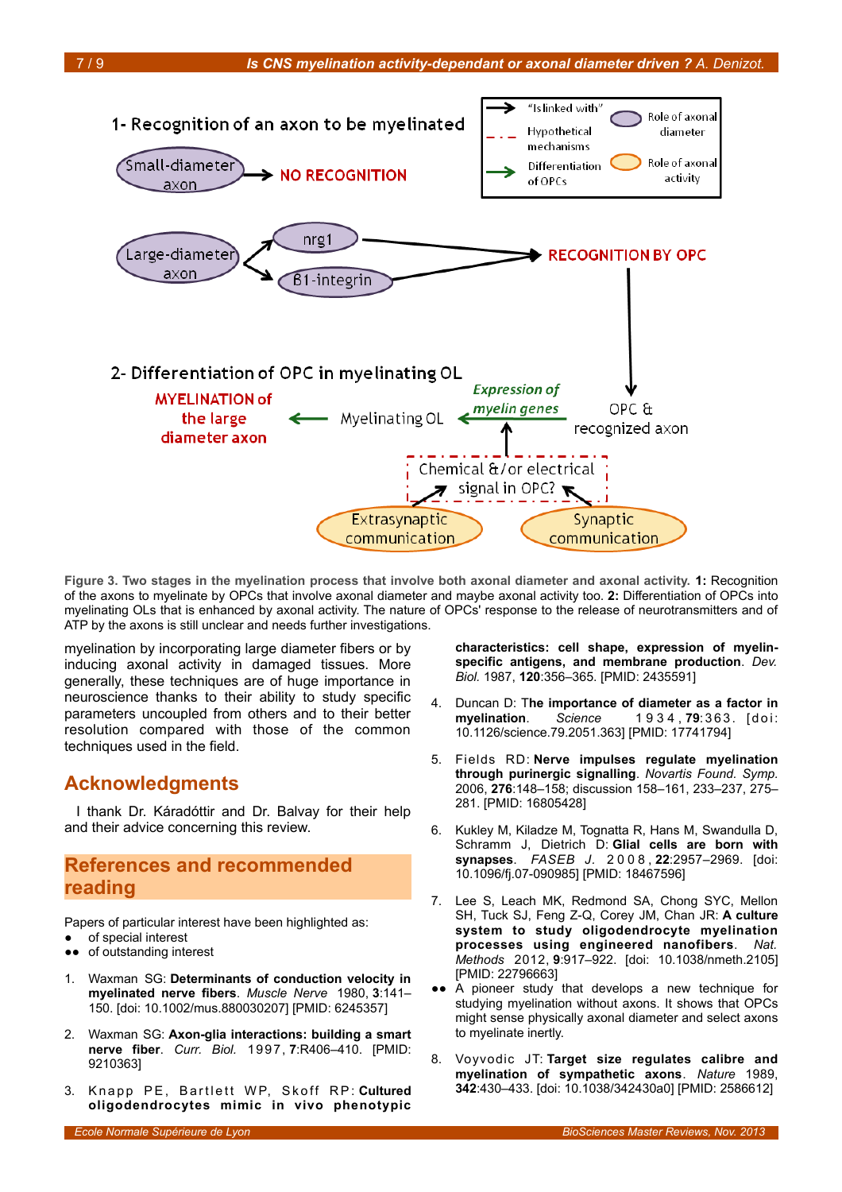1- Recognition of an axon to be myelinated

Small-diameter axon → NO RECOGNITION

Large-diameter axon → nrg1, β1-integrin → RECOGNITION BY OPC

2- Differentiation of OPC in myelinating OL

MYELINATION of the large diameter axon ← Myelinating OL ← Expression of myelin genes ← OPC & recognized axon

Chemical &/or electrical signal in OPC?

Extrasynaptic communication

Synaptic communication

"Is linked with" — Hypothetical mechanisms — Differentiation of OPCs — Role of axonal diameter — Role of axonal activity

**Figure 3. Two stages in the myelination process that involve both axonal diameter and axonal activity. 1:** Recognition of the axons to myelinate by OPCs that involve axonal diameter and maybe axonal activity too. **2:** Differentiation of OPCs into myelinating OLs that is enhanced by axonal activity. The nature of OPCs' response to the release of neurotransmitters and of ATP by the axons is still unclear and needs further investigations.

myelination by incorporating large diameter fibers or by inducing axonal activity in damaged tissues. More generally, these techniques are of huge importance in neuroscience thanks to their ability to study specific parameters uncoupled from others and to their better resolution compared with those of the common techniques used in the field.

## Acknowledgments

I thank Dr. Káradóttir and Dr. Balvay for their help and their advice concerning this review.

## References and recommended reading

Papers of particular interest have been highlighted as:

- ● of special interest
- ●● of outstanding interest

1. Waxman SG: **Determinants of conduction velocity in myelinated nerve fibers**. *Muscle Nerve* 1980, **3**:141–150. [doi: 10.1002/mus.880030207] [PMID: 6245357]

2. Waxman SG: **Axon-glia interactions: building a smart nerve fiber**. *Curr. Biol.* 1997, **7**:R406–410. [PMID: 9210363]

3. Knapp PE, Bartlett WP, Skoff RP: **Cultured oligodendrocytes mimic in vivo phenotypic characteristics: cell shape, expression of myelin-specific antigens, and membrane production**. *Dev. Biol.* 1987, **120**:356–365. [PMID: 2435591]

4. Duncan D: **The importance of diameter as a factor in myelination**. *Science* 1934, **79**:363. [doi: 10.1126/science.79.2051.363] [PMID: 17741794]

5. Fields RD: **Nerve impulses regulate myelination through purinergic signalling**. *Novartis Found. Symp.* 2006, **276**:148–158; discussion 158–161, 233–237, 275–281. [PMID: 16805428]

6. Kukley M, Kiladze M, Tognatta R, Hans M, Swandulla D, Schramm J, Dietrich D: **Glial cells are born with synapses**. *FASEB J.* 2008, **22**:2957–2969. [doi: 10.1096/fj.07-090985] [PMID: 18467596]

7. Lee S, Leach MK, Redmond SA, Chong SYC, Mellon SH, Tuck SJ, Feng Z-Q, Corey JM, Chan JR: **A culture system to study oligodendrocyte myelination processes using engineered nanofibers**. *Nat. Methods* 2012, **9**:917–922. [doi: 10.1038/nmeth.2105] [PMID: 22796663]

   ●● A pioneer study that develops a new technique for studying myelination without axons. It shows that OPCs might sense physically axonal diameter and select axons to myelinate inertly.

8. Voyvodic JT: **Target size regulates calibre and myelination of sympathetic axons**. *Nature* 1989, **342**:430–433. [doi: 10.1038/342430a0] [PMID: 2586612]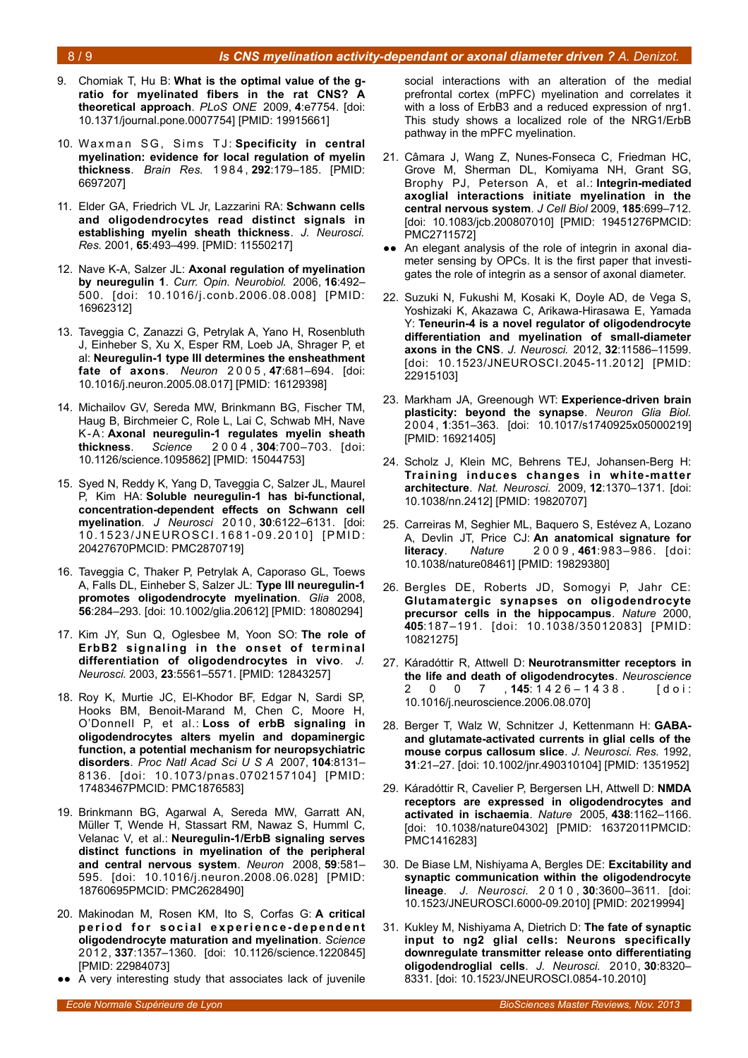9. Chomiak T, Hu B: **What is the optimal value of the g-ratio for myelinated fibers in the rat CNS? A theoretical approach**. *PLoS ONE* 2009, **4**:e7754. [doi: 10.1371/journal.pone.0007754] [PMID: 19915661]

10. Waxman SG, Sims TJ: **Specificity in central myelination: evidence for local regulation of myelin thickness**. *Brain Res.* 1984, **292**:179–185. [PMID: 6697207]

11. Elder GA, Friedrich VL Jr, Lazzarini RA: **Schwann cells and oligodendrocytes read distinct signals in establishing myelin sheath thickness**. *J. Neurosci. Res.* 2001, **65**:493–499. [PMID: 11550217]

12. Nave K-A, Salzer JL: **Axonal regulation of myelination by neuregulin 1**. *Curr. Opin. Neurobiol.* 2006, **16**:492–500. [doi: 10.1016/j.conb.2006.08.008] [PMID: 16962312]

13. Taveggia C, Zanazzi G, Petrylak A, Yano H, Rosenbluth J, Einheber S, Xu X, Esper RM, Loeb JA, Shrager P, et al: **Neuregulin-1 type III determines the ensheathment fate of axons**. *Neuron* 2005, **47**:681–694. [doi: 10.1016/j.neuron.2005.08.017] [PMID: 16129398]

14. Michailov GV, Sereda MW, Brinkmann BG, Fischer TM, Haug B, Birchmeier C, Role L, Lai C, Schwab MH, Nave K-A: **Axonal neuregulin-1 regulates myelin sheath thickness**. *Science* 2004, **304**:700–703. [doi: 10.1126/science.1095862] [PMID: 15044753]

15. Syed N, Reddy K, Yang D, Taveggia C, Salzer JL, Maurel P, Kim HA: **Soluble neuregulin-1 has bi-functional, concentration-dependent effects on Schwann cell myelination**. *J Neurosci* 2010, **30**:6122–6131. [doi: 10.1523/JNEUROSCI.1681-09.2010] [PMID: 20427670PMCID: PMC2870719]

16. Taveggia C, Thaker P, Petrylak A, Caporaso GL, Toews A, Falls DL, Einheber S, Salzer JL: **Type III neuregulin-1 promotes oligodendrocyte myelination**. *Glia* 2008, **56**:284–293. [doi: 10.1002/glia.20612] [PMID: 18080294]

17. Kim JY, Sun Q, Oglesbee M, Yoon SO: **The role of ErbB2 signaling in the onset of terminal differentiation of oligodendrocytes in vivo**. *J. Neurosci.* 2003, **23**:5561–5571. [PMID: 12843257]

18. Roy K, Murtie JC, El-Khodor BF, Edgar N, Sardi SP, Hooks BM, Benoit-Marand M, Chen C, Moore H, O'Donnell P, et al.: **Loss of erbB signaling in oligodendrocytes alters myelin and dopaminergic function, a potential mechanism for neuropsychiatric disorders**. *Proc Natl Acad Sci U S A* 2007, **104**:8131–8136. [doi: 10.1073/pnas.0702157104] [PMID: 17483467PMCID: PMC1876583]

19. Brinkmann BG, Agarwal A, Sereda MW, Garratt AN, Müller T, Wende H, Stassart RM, Nawaz S, Humml C, Velanac V, et al.: **Neuregulin-1/ErbB signaling serves distinct functions in myelination of the peripheral and central nervous system**. *Neuron* 2008, **59**:581–595. [doi: 10.1016/j.neuron.2008.06.028] [PMID: 18760695PMCID: PMC2628490]

20. Makinodan M, Rosen KM, Ito S, Corfas G: **A critical period for social experience-dependent oligodendrocyte maturation and myelination**. *Science* 2012, **337**:1357–1360. [doi: 10.1126/science.1220845] [PMID: 22984073]

●● A very interesting study that associates lack of juvenile social interactions with an alteration of the medial prefrontal cortex (mPFC) myelination and correlates it with a loss of ErbB3 and a reduced expression of nrg1. This study shows a localized role of the NRG1/ErbB pathway in the mPFC myelination.

21. Câmara J, Wang Z, Nunes-Fonseca C, Friedman HC, Grove M, Sherman DL, Komiyama NH, Grant SG, Brophy PJ, Peterson A, et al.: **Integrin-mediated axoglial interactions initiate myelination in the central nervous system**. *J Cell Biol* 2009, **185**:699–712. [doi: 10.1083/jcb.200807010] [PMID: 19451276PMCID: PMC2711572]

●● An elegant analysis of the role of integrin in axonal diameter sensing by OPCs. It is the first paper that investigates the role of integrin as a sensor of axonal diameter.

22. Suzuki N, Fukushi M, Kosaki K, Doyle AD, de Vega S, Yoshizaki K, Akazawa C, Arikawa-Hirasawa E, Yamada Y: **Teneurin-4 is a novel regulator of oligodendrocyte differentiation and myelination of small-diameter axons in the CNS**. *J. Neurosci.* 2012, **32**:11586–11599. [doi: 10.1523/JNEUROSCI.2045-11.2012] [PMID: 22915103]

23. Markham JA, Greenough WT: **Experience-driven brain plasticity: beyond the synapse**. *Neuron Glia Biol.* 2004, **1**:351–363. [doi: 10.1017/s1740925x05000219] [PMID: 16921405]

24. Scholz J, Klein MC, Behrens TEJ, Johansen-Berg H: **Training induces changes in white-matter architecture**. *Nat. Neurosci.* 2009, **12**:1370–1371. [doi: 10.1038/nn.2412] [PMID: 19820707]

25. Carreiras M, Seghier ML, Baquero S, Estévez A, Lozano A, Devlin JT, Price CJ: **An anatomical signature for literacy**. *Nature* 2009, **461**:983–986. [doi: 10.1038/nature08461] [PMID: 19829380]

26. Bergles DE, Roberts JD, Somogyi P, Jahr CE: **Glutamatergic synapses on oligodendrocyte precursor cells in the hippocampus**. *Nature* 2000, **405**:187–191. [doi: 10.1038/35012083] [PMID: 10821275]

27. Káradóttir R, Attwell D: **Neurotransmitter receptors in the life and death of oligodendrocytes**. *Neuroscience* 2007, **145**:1426–1438. [doi: 10.1016/j.neuroscience.2006.08.070]

28. Berger T, Walz W, Schnitzer J, Kettenmann H: **GABA- and glutamate-activated currents in glial cells of the mouse corpus callosum slice**. *J. Neurosci. Res.* 1992, **31**:21–27. [doi: 10.1002/jnr.490310104] [PMID: 1351952]

29. Káradóttir R, Cavelier P, Bergersen LH, Attwell D: **NMDA receptors are expressed in oligodendrocytes and activated in ischaemia**. *Nature* 2005, **438**:1162–1166. [doi: 10.1038/nature04302] [PMID: 16372011PMCID: PMC1416283]

30. De Biase LM, Nishiyama A, Bergles DE: **Excitability and synaptic communication within the oligodendrocyte lineage**. *J. Neurosci.* 2010, **30**:3600–3611. [doi: 10.1523/JNEUROSCI.6000-09.2010] [PMID: 20219994]

31. Kukley M, Nishiyama A, Dietrich D: **The fate of synaptic input to ng2 glial cells: Neurons specifically downregulate transmitter release onto differentiating oligodendroglial cells**. *J. Neurosci.* 2010, **30**:8320–8331. [doi: 10.1523/JNEUROSCI.0854-10.2010]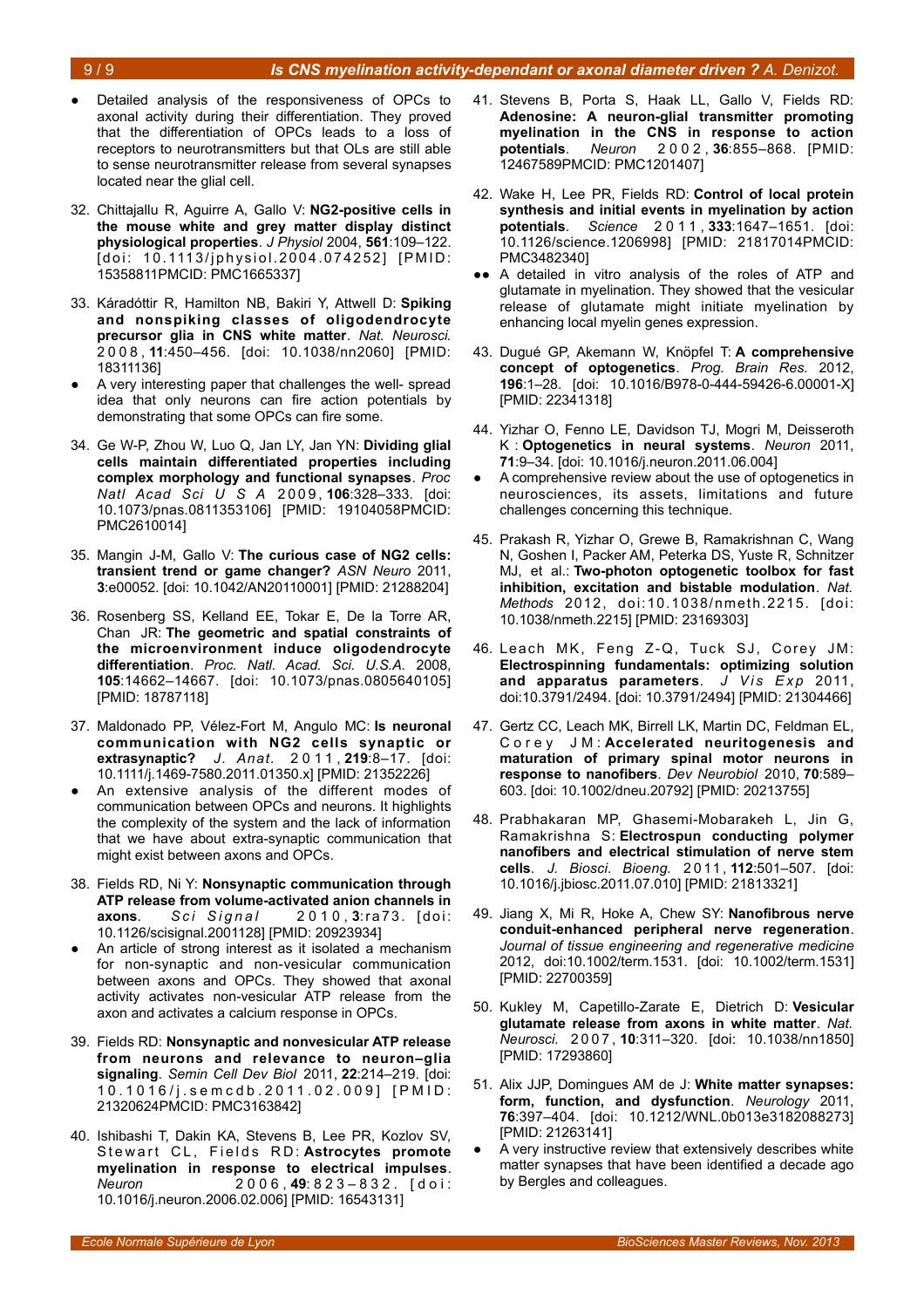- Detailed analysis of the responsiveness of OPCs to axonal activity during their differentiation. They proved that the differentiation of OPCs leads to a loss of receptors to neurotransmitters but that OLs are still able to sense neurotransmitter release from several synapses located near the glial cell.

32. Chittajallu R, Aguirre A, Gallo V: **NG2-positive cells in the mouse white and grey matter display distinct physiological properties**. *J Physiol* 2004, **561**:109–122. [doi: 10.1113/jphysiol.2004.074252] [PMID: 15358811PMCID: PMC1665337]

33. Káradóttir R, Hamilton NB, Bakiri Y, Attwell D: **Spiking and nonspiking classes of oligodendrocyte precursor glia in CNS white matter**. *Nat. Neurosci.* 2008, **11**:450–456. [doi: 10.1038/nn2060] [PMID: 18311136]
- A very interesting paper that challenges the well- spread idea that only neurons can fire action potentials by demonstrating that some OPCs can fire some.

34. Ge W-P, Zhou W, Luo Q, Jan LY, Jan YN: **Dividing glial cells maintain differentiated properties including complex morphology and functional synapses**. *Proc Natl Acad Sci U S A* 2009, **106**:328–333. [doi: 10.1073/pnas.0811353106] [PMID: 19104058PMCID: PMC2610014]

35. Mangin J-M, Gallo V: **The curious case of NG2 cells: transient trend or game changer?** *ASN Neuro* 2011, **3**:e00052. [doi: 10.1042/AN20110001] [PMID: 21288204]

36. Rosenberg SS, Kelland EE, Tokar E, De la Torre AR, Chan JR: **The geometric and spatial constraints of the microenvironment induce oligodendrocyte differentiation**. *Proc. Natl. Acad. Sci. U.S.A.* 2008, **105**:14662–14667. [doi: 10.1073/pnas.0805640105] [PMID: 18787118]

37. Maldonado PP, Vélez-Fort M, Angulo MC: **Is neuronal communication with NG2 cells synaptic or extrasynaptic?** *J. Anat.* 2011, **219**:8–17. [doi: 10.1111/j.1469-7580.2011.01350.x] [PMID: 21352226]
- An extensive analysis of the different modes of communication between OPCs and neurons. It highlights the complexity of the system and the lack of information that we have about extra-synaptic communication that might exist between axons and OPCs.

38. Fields RD, Ni Y: **Nonsynaptic communication through ATP release from volume-activated anion channels in axons**. *Sci Signal* 2010, **3**:ra73. [doi: 10.1126/scisignal.2001128] [PMID: 20923934]
- An article of strong interest as it isolated a mechanism for non-synaptic and non-vesicular communication between axons and OPCs. They showed that axonal activity activates non-vesicular ATP release from the axon and activates a calcium response in OPCs.

39. Fields RD: **Nonsynaptic and nonvesicular ATP release from neurons and relevance to neuron–glia signaling**. *Semin Cell Dev Biol* 2011, **22**:214–219. [doi: 10.1016/j.semcdb.2011.02.009] [PMID: 21320624PMCID: PMC3163842]

40. Ishibashi T, Dakin KA, Stevens B, Lee PR, Kozlov SV, Stewart CL, Fields RD: **Astrocytes promote myelination in response to electrical impulses**. *Neuron* 2006, **49**:823–832. [doi: 10.1016/j.neuron.2006.02.006] [PMID: 16543131]

41. Stevens B, Porta S, Haak LL, Gallo V, Fields RD: **Adenosine: A neuron-glial transmitter promoting myelination in the CNS in response to action potentials**. *Neuron* 2002, **36**:855–868. [PMID: 12467589PMCID: PMC1201407]

42. Wake H, Lee PR, Fields RD: **Control of local protein synthesis and initial events in myelination by action potentials**. *Science* 2011, **333**:1647–1651. [doi: 10.1126/science.1206998] [PMID: 21817014PMCID: PMC3482340]
- ●● A detailed in vitro analysis of the roles of ATP and glutamate in myelination. They showed that the vesicular release of glutamate might initiate myelination by enhancing local myelin genes expression.

43. Dugué GP, Akemann W, Knöpfel T: **A comprehensive concept of optogenetics**. *Prog. Brain Res.* 2012, **196**:1–28. [doi: 10.1016/B978-0-444-59426-6.00001-X] [PMID: 22341318]

44. Yizhar O, Fenno LE, Davidson TJ, Mogri M, Deisseroth K : **Optogenetics in neural systems**. *Neuron* 2011, **71**:9–34. [doi: 10.1016/j.neuron.2011.06.004]
- A comprehensive review about the use of optogenetics in neurosciences, its assets, limitations and future challenges concerning this technique.

45. Prakash R, Yizhar O, Grewe B, Ramakrishnan C, Wang N, Goshen I, Packer AM, Peterka DS, Yuste R, Schnitzer MJ, et al.: **Two-photon optogenetic toolbox for fast inhibition, excitation and bistable modulation**. *Nat. Methods* 2012, doi:10.1038/nmeth.2215. [doi: 10.1038/nmeth.2215] [PMID: 23169303]

46. Leach MK, Feng Z-Q, Tuck SJ, Corey JM: **Electrospinning fundamentals: optimizing solution and apparatus parameters**. *J Vis Exp* 2011, doi:10.3791/2494. [doi: 10.3791/2494] [PMID: 21304466]

47. Gertz CC, Leach MK, Birrell LK, Martin DC, Feldman EL, Corey JM: **Accelerated neuritogenesis and maturation of primary spinal motor neurons in response to nanofibers**. *Dev Neurobiol* 2010, **70**:589–603. [doi: 10.1002/dneu.20792] [PMID: 20213755]

48. Prabhakaran MP, Ghasemi-Mobarakeh L, Jin G, Ramakrishna S: **Electrospun conducting polymer nanofibers and electrical stimulation of nerve stem cells**. *J. Biosci. Bioeng.* 2011, **112**:501–507. [doi: 10.1016/j.jbiosc.2011.07.010] [PMID: 21813321]

49. Jiang X, Mi R, Hoke A, Chew SY: **Nanofibrous nerve conduit-enhanced peripheral nerve regeneration**. *Journal of tissue engineering and regenerative medicine* 2012, doi:10.1002/term.1531. [doi: 10.1002/term.1531] [PMID: 22700359]

50. Kukley M, Capetillo-Zarate E, Dietrich D: **Vesicular glutamate release from axons in white matter**. *Nat. Neurosci.* 2007, **10**:311–320. [doi: 10.1038/nn1850] [PMID: 17293860]

51. Alix JJP, Domingues AM de J: **White matter synapses: form, function, and dysfunction**. *Neurology* 2011, **76**:397–404. [doi: 10.1212/WNL.0b013e3182088273] [PMID: 21263141]
- A very instructive review that extensively describes white matter synapses that have been identified a decade ago by Bergles and colleagues.